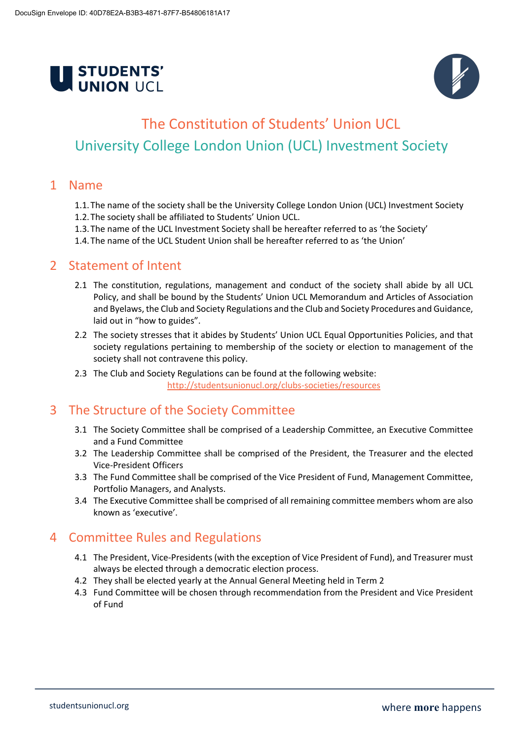# The Constitution of Students' Union UCL

## University College London Union (UCL) Investment Society

## 1 Name

1.1. The name of the society shall be the University College London Union (UCL) Investment Society
1.2. The society shall be affiliated to Students' Union UCL.
1.3. The name of the UCL Investment Society shall be hereafter referred to as 'the Society'
1.4. The name of the UCL Student Union shall be hereafter referred to as 'the Union'

## 2 Statement of Intent

2.1 The constitution, regulations, management and conduct of the society shall abide by all UCL Policy, and shall be bound by the Students' Union UCL Memorandum and Articles of Association and Byelaws, the Club and Society Regulations and the Club and Society Procedures and Guidance, laid out in "how to guides".

2.2 The society stresses that it abides by Students' Union UCL Equal Opportunities Policies, and that society regulations pertaining to membership of the society or election to management of the society shall not contravene this policy.

2.3 The Club and Society Regulations can be found at the following website: http://studentsunionucl.org/clubs-societies/resources

## 3 The Structure of the Society Committee

3.1 The Society Committee shall be comprised of a Leadership Committee, an Executive Committee and a Fund Committee
3.2 The Leadership Committee shall be comprised of the President, the Treasurer and the elected Vice-President Officers
3.3 The Fund Committee shall be comprised of the Vice President of Fund, Management Committee, Portfolio Managers, and Analysts.
3.4 The Executive Committee shall be comprised of all remaining committee members whom are also known as 'executive'.

## 4 Committee Rules and Regulations

4.1 The President, Vice-Presidents (with the exception of Vice President of Fund), and Treasurer must always be elected through a democratic election process.
4.2 They shall be elected yearly at the Annual General Meeting held in Term 2
4.3 Fund Committee will be chosen through recommendation from the President and Vice President of Fund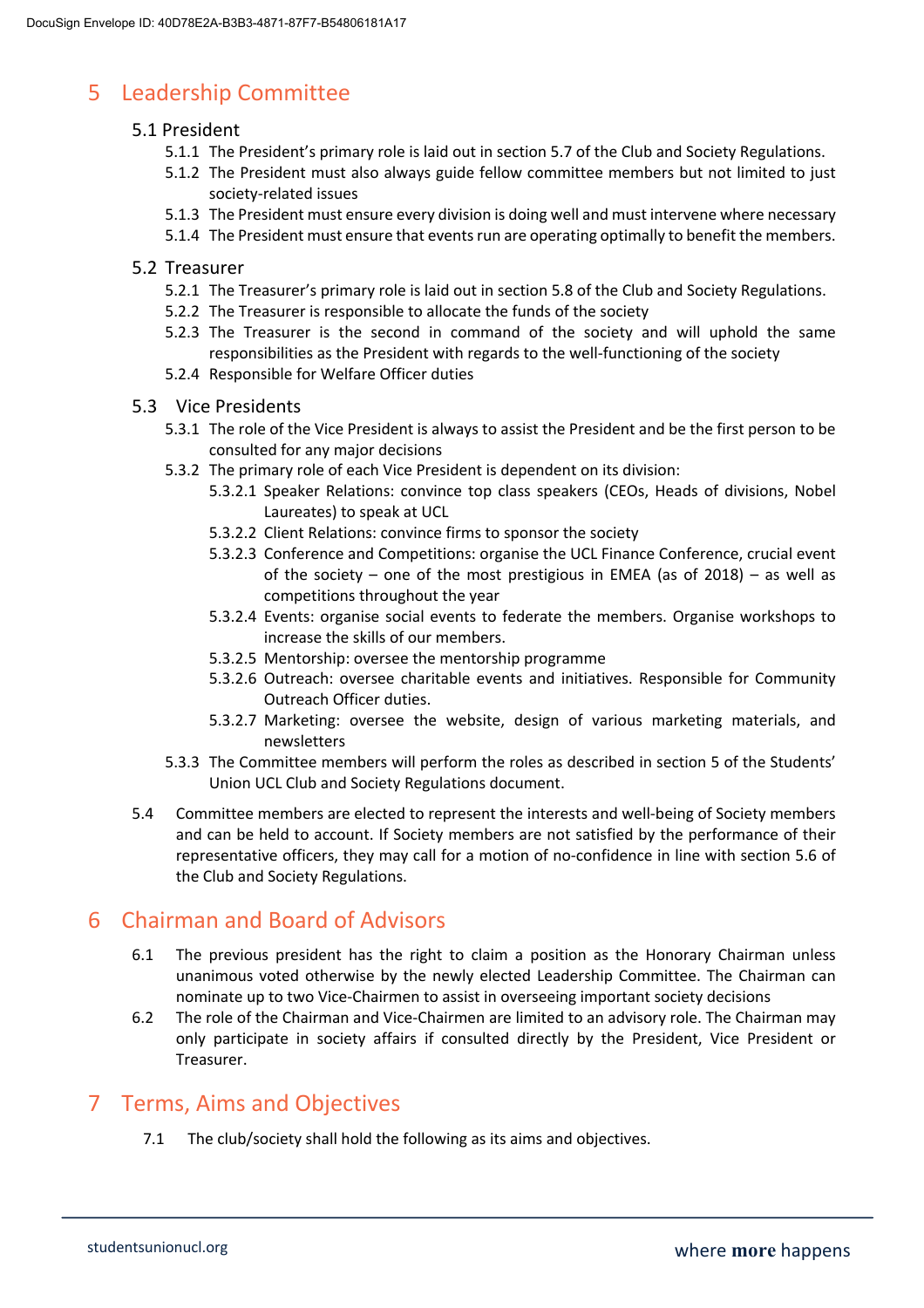# 5 Leadership Committee

## 5.1 President

- 5.1.1 The President's primary role is laid out in section 5.7 of the Club and Society Regulations.
- 5.1.2 The President must also always guide fellow committee members but not limited to just society-related issues
- 5.1.3 The President must ensure every division is doing well and must intervene where necessary
- 5.1.4 The President must ensure that events run are operating optimally to benefit the members.

## 5.2 Treasurer

- 5.2.1 The Treasurer's primary role is laid out in section 5.8 of the Club and Society Regulations.
- 5.2.2 The Treasurer is responsible to allocate the funds of the society
- 5.2.3 The Treasurer is the second in command of the society and will uphold the same responsibilities as the President with regards to the well-functioning of the society
- 5.2.4 Responsible for Welfare Officer duties

## 5.3 Vice Presidents

- 5.3.1 The role of the Vice President is always to assist the President and be the first person to be consulted for any major decisions
- 5.3.2 The primary role of each Vice President is dependent on its division:
  - 5.3.2.1 Speaker Relations: convince top class speakers (CEOs, Heads of divisions, Nobel Laureates) to speak at UCL
  - 5.3.2.2 Client Relations: convince firms to sponsor the society
  - 5.3.2.3 Conference and Competitions: organise the UCL Finance Conference, crucial event of the society – one of the most prestigious in EMEA (as of 2018) – as well as competitions throughout the year
  - 5.3.2.4 Events: organise social events to federate the members. Organise workshops to increase the skills of our members.
  - 5.3.2.5 Mentorship: oversee the mentorship programme
  - 5.3.2.6 Outreach: oversee charitable events and initiatives. Responsible for Community Outreach Officer duties.
  - 5.3.2.7 Marketing: oversee the website, design of various marketing materials, and newsletters
- 5.3.3 The Committee members will perform the roles as described in section 5 of the Students' Union UCL Club and Society Regulations document.

5.4 Committee members are elected to represent the interests and well-being of Society members and can be held to account. If Society members are not satisfied by the performance of their representative officers, they may call for a motion of no-confidence in line with section 5.6 of the Club and Society Regulations.

# 6 Chairman and Board of Advisors

6.1 The previous president has the right to claim a position as the Honorary Chairman unless unanimous voted otherwise by the newly elected Leadership Committee. The Chairman can nominate up to two Vice-Chairmen to assist in overseeing important society decisions

6.2 The role of the Chairman and Vice-Chairmen are limited to an advisory role. The Chairman may only participate in society affairs if consulted directly by the President, Vice President or Treasurer.

# 7 Terms, Aims and Objectives

7.1 The club/society shall hold the following as its aims and objectives.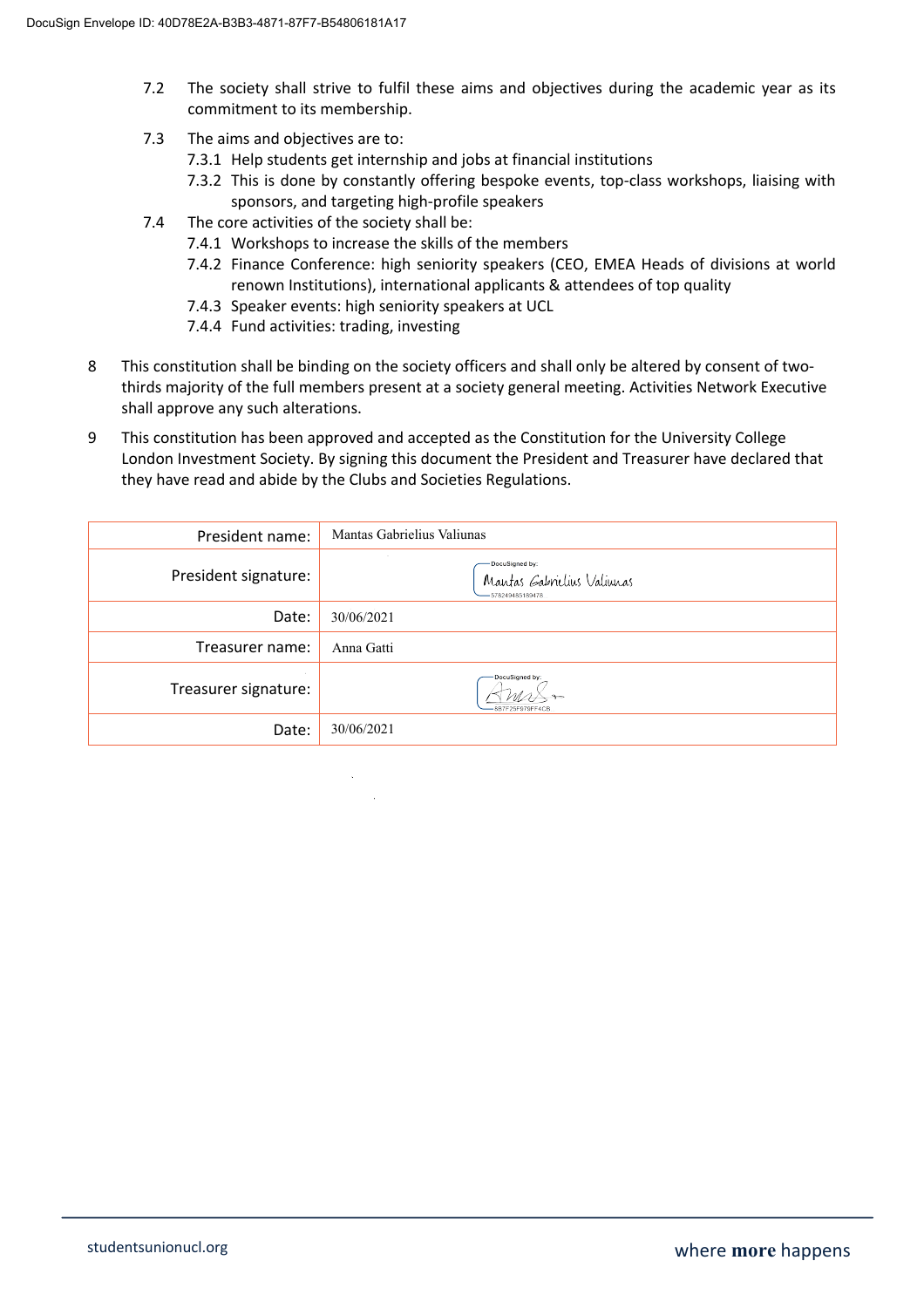7.2 The society shall strive to fulfil these aims and objectives during the academic year as its commitment to its membership.

7.3 The aims and objectives are to:

7.3.1 Help students get internship and jobs at financial institutions

7.3.2 This is done by constantly offering bespoke events, top-class workshops, liaising with sponsors, and targeting high-profile speakers

7.4 The core activities of the society shall be:

7.4.1 Workshops to increase the skills of the members

7.4.2 Finance Conference: high seniority speakers (CEO, EMEA Heads of divisions at world renown Institutions), international applicants & attendees of top quality

7.4.3 Speaker events: high seniority speakers at UCL

7.4.4 Fund activities: trading, investing

8 This constitution shall be binding on the society officers and shall only be altered by consent of two-thirds majority of the full members present at a society general meeting. Activities Network Executive shall approve any such alterations.

9 This constitution has been approved and accepted as the Constitution for the University College London Investment Society. By signing this document the President and Treasurer have declared that they have read and abide by the Clubs and Societies Regulations.

| | |
|---|---|
| President name: | Mantas Gabrielius Valiunas |
| President signature: | DocuSigned by: Mantas Gabrielius Valiunas 578249485180478 |
| Date: | 30/06/2021 |
| Treasurer name: | Anna Gatti |
| Treasurer signature: | DocuSigned by: 8B7F25F879FF4CB |
| Date: | 30/06/2021 |